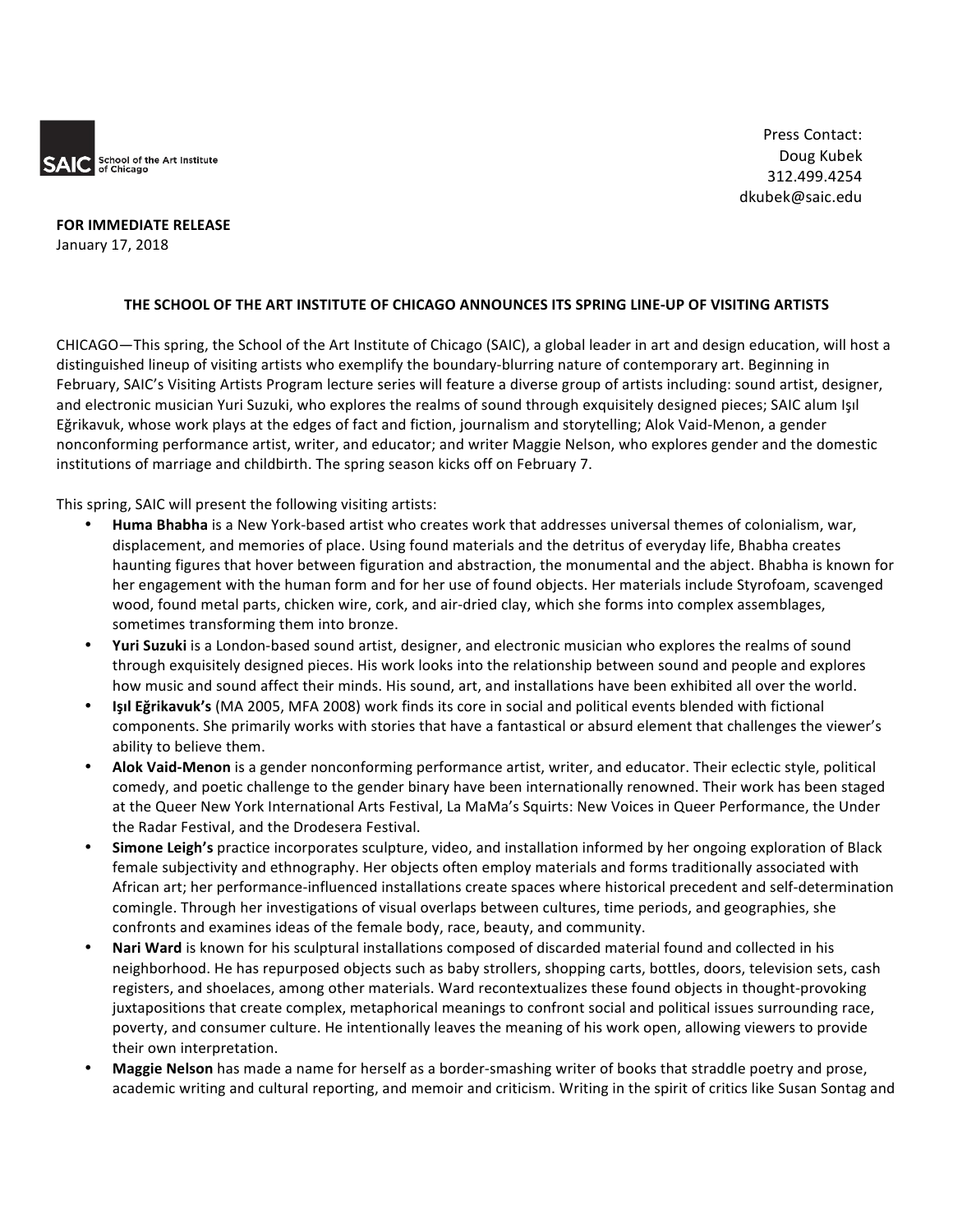SAIC School of the Art Institute of Chicago

Press Contact:
Doug Kubek
312.499.4254
dkubek@saic.edu

**FOR IMMEDIATE RELEASE**
January 17, 2018

**THE SCHOOL OF THE ART INSTITUTE OF CHICAGO ANNOUNCES ITS SPRING LINE-UP OF VISITING ARTISTS**

CHICAGO—This spring, the School of the Art Institute of Chicago (SAIC), a global leader in art and design education, will host a distinguished lineup of visiting artists who exemplify the boundary-blurring nature of contemporary art. Beginning in February, SAIC's Visiting Artists Program lecture series will feature a diverse group of artists including: sound artist, designer, and electronic musician Yuri Suzuki, who explores the realms of sound through exquisitely designed pieces; SAIC alum Işıl Eğrikavuk, whose work plays at the edges of fact and fiction, journalism and storytelling; Alok Vaid-Menon, a gender nonconforming performance artist, writer, and educator; and writer Maggie Nelson, who explores gender and the domestic institutions of marriage and childbirth. The spring season kicks off on February 7.

This spring, SAIC will present the following visiting artists:

- **Huma Bhabha** is a New York-based artist who creates work that addresses universal themes of colonialism, war, displacement, and memories of place. Using found materials and the detritus of everyday life, Bhabha creates haunting figures that hover between figuration and abstraction, the monumental and the abject. Bhabha is known for her engagement with the human form and for her use of found objects. Her materials include Styrofoam, scavenged wood, found metal parts, chicken wire, cork, and air-dried clay, which she forms into complex assemblages, sometimes transforming them into bronze.
- **Yuri Suzuki** is a London-based sound artist, designer, and electronic musician who explores the realms of sound through exquisitely designed pieces. His work looks into the relationship between sound and people and explores how music and sound affect their minds. His sound, art, and installations have been exhibited all over the world.
- **Işıl Eğrikavuk's** (MA 2005, MFA 2008) work finds its core in social and political events blended with fictional components. She primarily works with stories that have a fantastical or absurd element that challenges the viewer's ability to believe them.
- **Alok Vaid-Menon** is a gender nonconforming performance artist, writer, and educator. Their eclectic style, political comedy, and poetic challenge to the gender binary have been internationally renowned. Their work has been staged at the Queer New York International Arts Festival, La MaMa's Squirts: New Voices in Queer Performance, the Under the Radar Festival, and the Drodesera Festival.
- **Simone Leigh's** practice incorporates sculpture, video, and installation informed by her ongoing exploration of Black female subjectivity and ethnography. Her objects often employ materials and forms traditionally associated with African art; her performance-influenced installations create spaces where historical precedent and self-determination comingle. Through her investigations of visual overlaps between cultures, time periods, and geographies, she confronts and examines ideas of the female body, race, beauty, and community.
- **Nari Ward** is known for his sculptural installations composed of discarded material found and collected in his neighborhood. He has repurposed objects such as baby strollers, shopping carts, bottles, doors, television sets, cash registers, and shoelaces, among other materials. Ward recontextualizes these found objects in thought-provoking juxtapositions that create complex, metaphorical meanings to confront social and political issues surrounding race, poverty, and consumer culture. He intentionally leaves the meaning of his work open, allowing viewers to provide their own interpretation.
- **Maggie Nelson** has made a name for herself as a border-smashing writer of books that straddle poetry and prose, academic writing and cultural reporting, and memoir and criticism. Writing in the spirit of critics like Susan Sontag and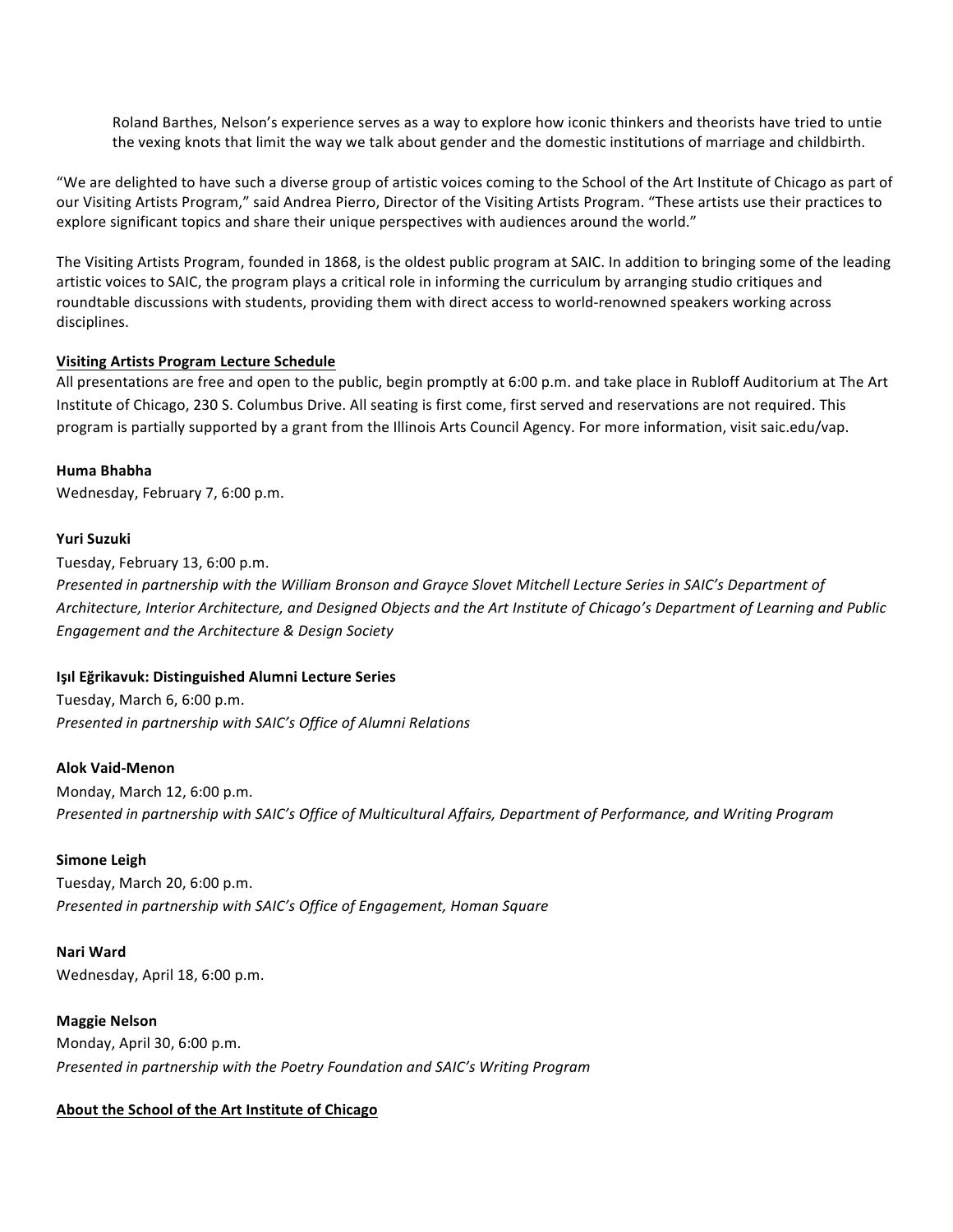Roland Barthes, Nelson's experience serves as a way to explore how iconic thinkers and theorists have tried to untie the vexing knots that limit the way we talk about gender and the domestic institutions of marriage and childbirth.

"We are delighted to have such a diverse group of artistic voices coming to the School of the Art Institute of Chicago as part of our Visiting Artists Program," said Andrea Pierro, Director of the Visiting Artists Program. "These artists use their practices to explore significant topics and share their unique perspectives with audiences around the world."

The Visiting Artists Program, founded in 1868, is the oldest public program at SAIC. In addition to bringing some of the leading artistic voices to SAIC, the program plays a critical role in informing the curriculum by arranging studio critiques and roundtable discussions with students, providing them with direct access to world-renowned speakers working across disciplines.

## Visiting Artists Program Lecture Schedule

All presentations are free and open to the public, begin promptly at 6:00 p.m. and take place in Rubloff Auditorium at The Art Institute of Chicago, 230 S. Columbus Drive. All seating is first come, first served and reservations are not required. This program is partially supported by a grant from the Illinois Arts Council Agency. For more information, visit saic.edu/vap.

**Huma Bhabha**
Wednesday, February 7, 6:00 p.m.

**Yuri Suzuki**
Tuesday, February 13, 6:00 p.m.
*Presented in partnership with the William Bronson and Grayce Slovet Mitchell Lecture Series in SAIC's Department of Architecture, Interior Architecture, and Designed Objects and the Art Institute of Chicago's Department of Learning and Public Engagement and the Architecture & Design Society*

**Işıl Eğrikavuk: Distinguished Alumni Lecture Series**
Tuesday, March 6, 6:00 p.m.
*Presented in partnership with SAIC's Office of Alumni Relations*

**Alok Vaid-Menon**
Monday, March 12, 6:00 p.m.
*Presented in partnership with SAIC's Office of Multicultural Affairs, Department of Performance, and Writing Program*

**Simone Leigh**
Tuesday, March 20, 6:00 p.m.
*Presented in partnership with SAIC's Office of Engagement, Homan Square*

**Nari Ward**
Wednesday, April 18, 6:00 p.m.

**Maggie Nelson**
Monday, April 30, 6:00 p.m.
*Presented in partnership with the Poetry Foundation and SAIC's Writing Program*

## About the School of the Art Institute of Chicago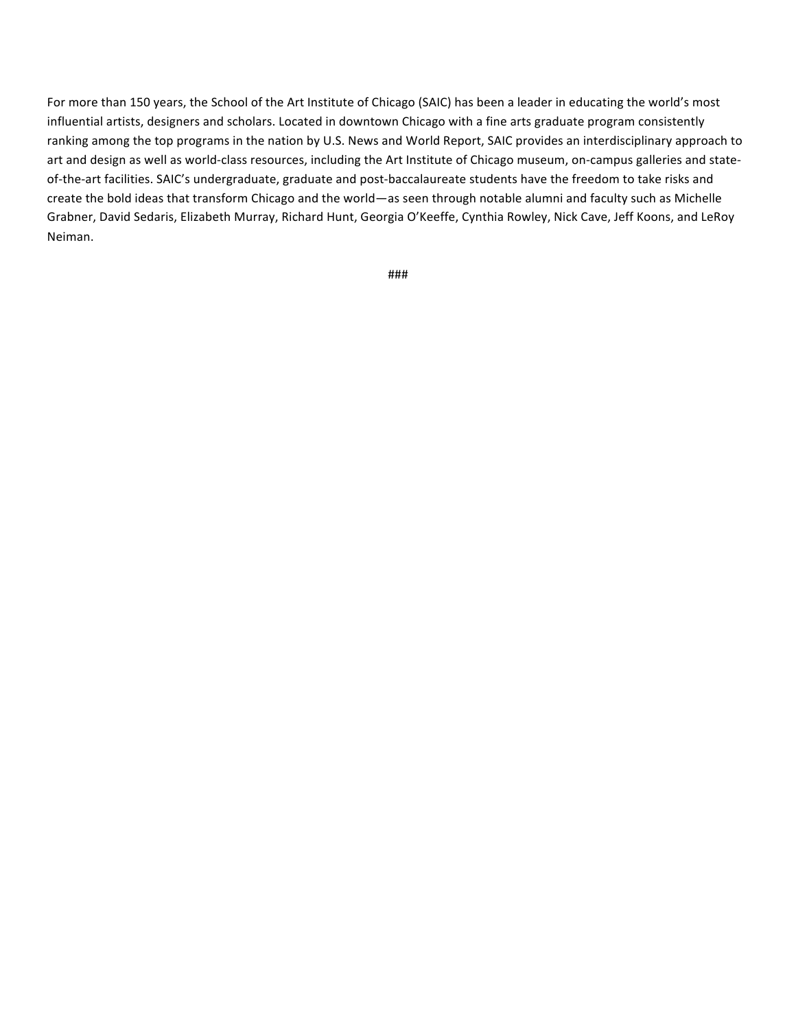For more than 150 years, the School of the Art Institute of Chicago (SAIC) has been a leader in educating the world's most influential artists, designers and scholars. Located in downtown Chicago with a fine arts graduate program consistently ranking among the top programs in the nation by U.S. News and World Report, SAIC provides an interdisciplinary approach to art and design as well as world-class resources, including the Art Institute of Chicago museum, on-campus galleries and state-of-the-art facilities. SAIC's undergraduate, graduate and post-baccalaureate students have the freedom to take risks and create the bold ideas that transform Chicago and the world—as seen through notable alumni and faculty such as Michelle Grabner, David Sedaris, Elizabeth Murray, Richard Hunt, Georgia O'Keeffe, Cynthia Rowley, Nick Cave, Jeff Koons, and LeRoy Neiman.

###